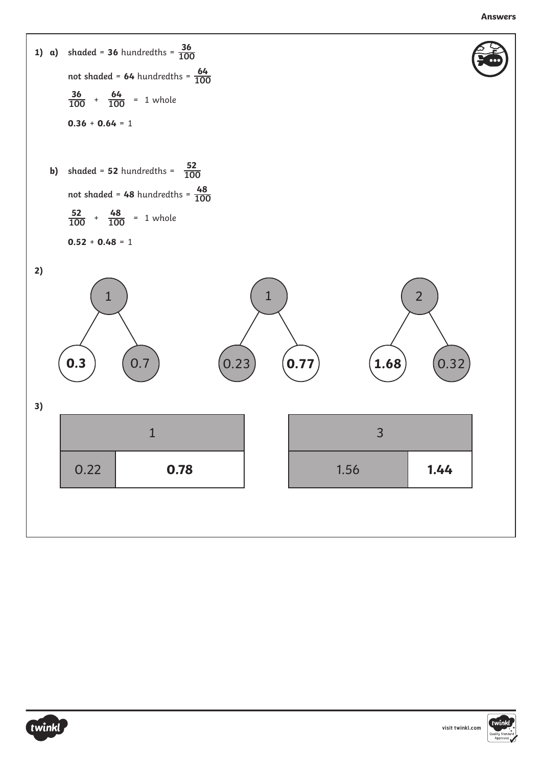**Answers**

**1) a)** **shaded** = **36** hundredths = $\frac{36}{100}$

**not shaded** = **64** hundredths = $\frac{64}{100}$

$\frac{36}{100} + \frac{64}{100}$ = 1 whole

**0.36** + **0.64** = 1

**b)** **shaded** = **52** hundredths = $\frac{52}{100}$

**not shaded** = **48** hundredths = $\frac{48}{100}$

$\frac{52}{100} + \frac{48}{100}$ = 1 whole

**0.52** + **0.48** = 1

**2)**

| Whole | Part | Part |
|---|---|---|
| 1 | **0.3** | 0.7 |
| 1 | 0.23 | **0.77** |
| 2 | **1.68** | 0.32 |

**3)**

| 1 | |
|---|---|
| 0.22 | **0.78** |

| 3 | |
|---|---|
| 1.56 | **1.44** |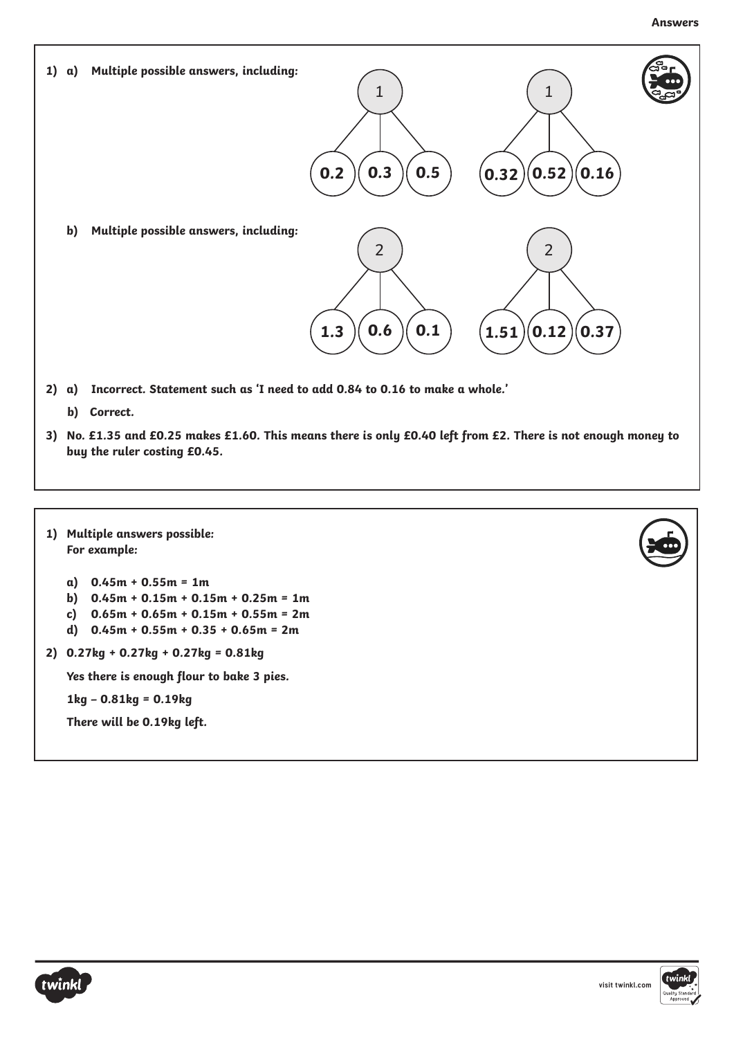**Answers**

1) a) **Multiple possible answers, including:**

1
0.2 0.3 0.5

1
0.32 0.52 0.16

b) **Multiple possible answers, including:**

2
1.3 0.6 0.1

2
1.51 0.12 0.37

2) a) **Incorrect. Statement such as 'I need to add 0.84 to 0.16 to make a whole.'**

b) **Correct.**

3) **No. £1.35 and £0.25 makes £1.60. This means there is only £0.40 left from £2. There is not enough money to buy the ruler costing £0.45.**

---

1) **Multiple answers possible:**
**For example:**

a) **0.45m + 0.55m = 1m**
b) **0.45m + 0.15m + 0.15m + 0.25m = 1m**
c) **0.65m + 0.65m + 0.15m + 0.55m = 2m**
d) **0.45m + 0.55m + 0.35 + 0.65m = 2m**

2) **0.27kg + 0.27kg + 0.27kg = 0.81kg**

**Yes there is enough flour to bake 3 pies.**

**1kg – 0.81kg = 0.19kg**

**There will be 0.19kg left.**